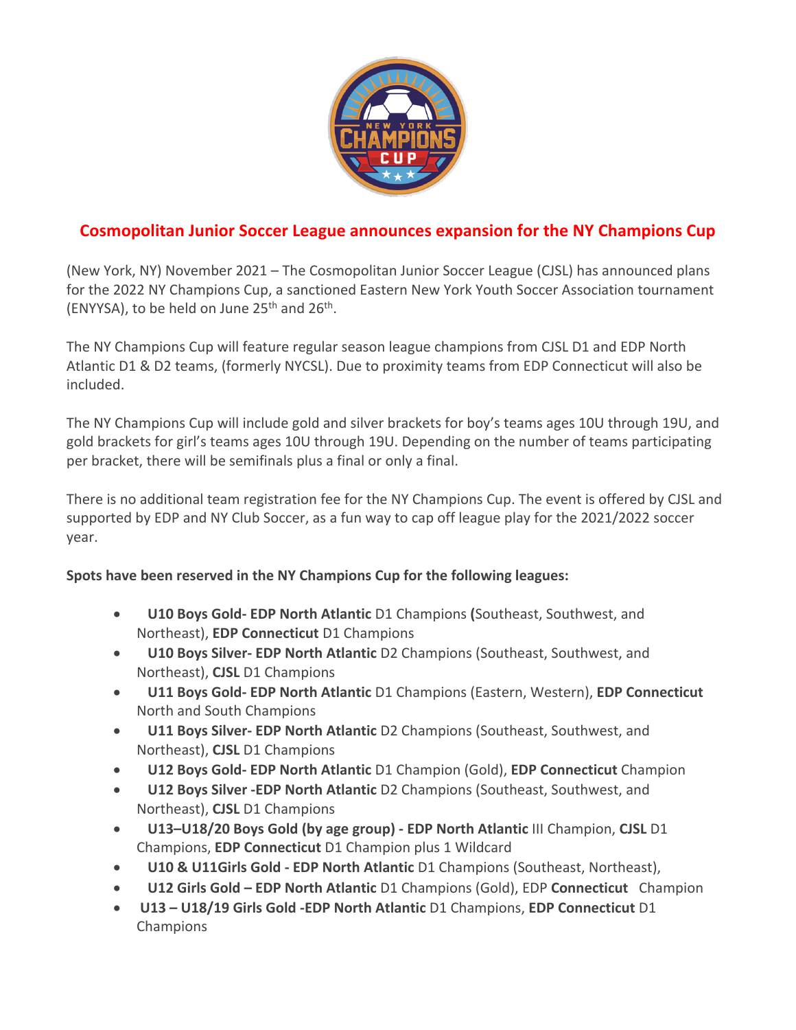# Cosmopolitan Junior Soccer League announces expansion for the NY Champions Cup

(New York, NY) November 2021 – The Cosmopolitan Junior Soccer League (CJSL) has announced plans for the 2022 NY Champions Cup, a sanctioned Eastern New York Youth Soccer Association tournament (ENYYSA), to be held on June 25th and 26th.

The NY Champions Cup will feature regular season league champions from CJSL D1 and EDP North Atlantic D1 & D2 teams, (formerly NYCSL). Due to proximity teams from EDP Connecticut will also be included.

The NY Champions Cup will include gold and silver brackets for boy's teams ages 10U through 19U, and gold brackets for girl's teams ages 10U through 19U. Depending on the number of teams participating per bracket, there will be semifinals plus a final or only a final.

There is no additional team registration fee for the NY Champions Cup. The event is offered by CJSL and supported by EDP and NY Club Soccer, as a fun way to cap off league play for the 2021/2022 soccer year.

**Spots have been reserved in the NY Champions Cup for the following leagues:**

- **U10 Boys Gold- EDP North Atlantic** D1 Champions **(**Southeast, Southwest, and Northeast), **EDP Connecticut** D1 Champions
- **U10 Boys Silver- EDP North Atlantic** D2 Champions (Southeast, Southwest, and Northeast), **CJSL** D1 Champions
- **U11 Boys Gold- EDP North Atlantic** D1 Champions (Eastern, Western), **EDP Connecticut** North and South Champions
- **U11 Boys Silver- EDP North Atlantic** D2 Champions (Southeast, Southwest, and Northeast), **CJSL** D1 Champions
- **U12 Boys Gold- EDP North Atlantic** D1 Champion (Gold), **EDP Connecticut** Champion
- **U12 Boys Silver -EDP North Atlantic** D2 Champions (Southeast, Southwest, and Northeast), **CJSL** D1 Champions
- **U13–U18/20 Boys Gold (by age group) - EDP North Atlantic** III Champion, **CJSL** D1 Champions, **EDP Connecticut** D1 Champion plus 1 Wildcard
- **U10 & U11Girls Gold - EDP North Atlantic** D1 Champions (Southeast, Northeast),
- **U12 Girls Gold – EDP North Atlantic** D1 Champions (Gold), EDP **Connecticut** Champion
- **U13 – U18/19 Girls Gold -EDP North Atlantic** D1 Champions, **EDP Connecticut** D1 Champions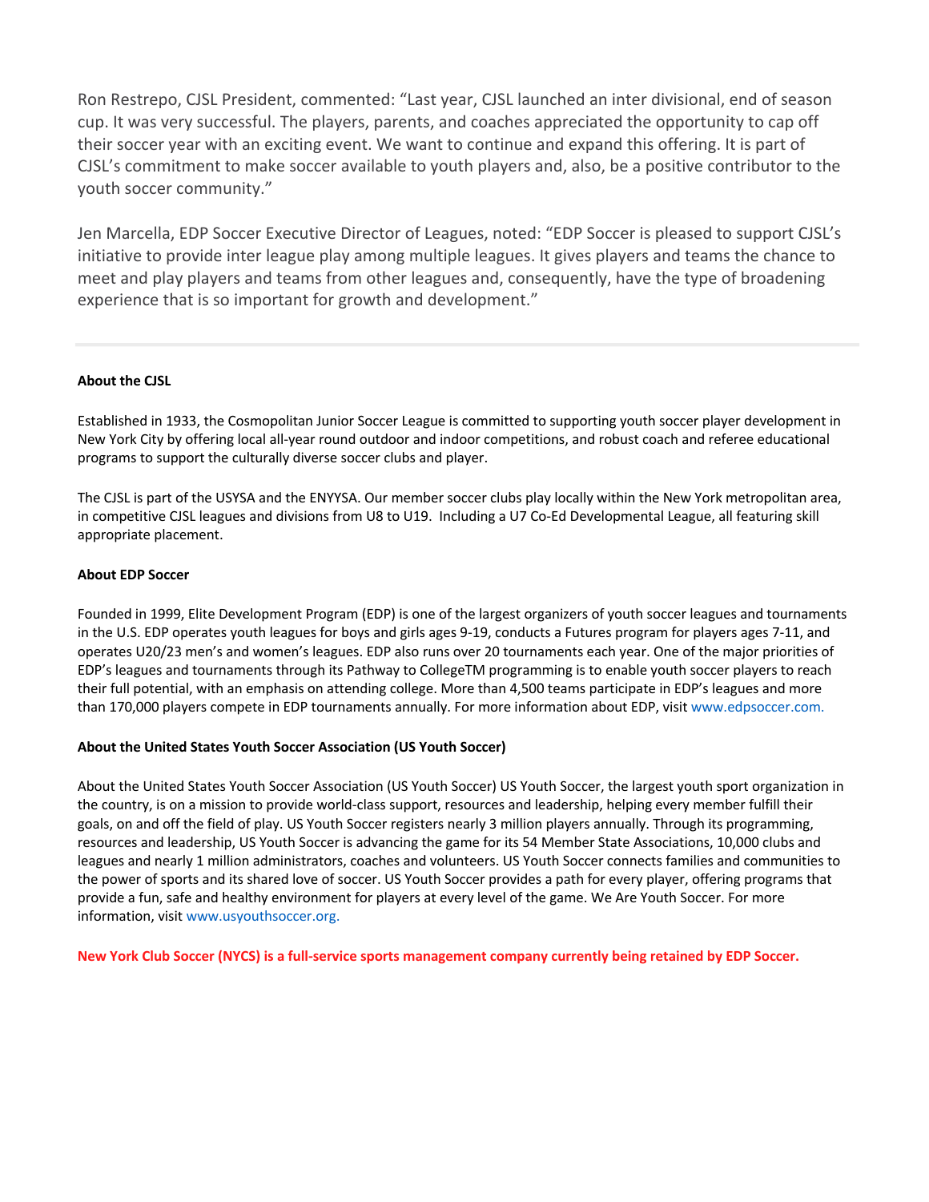Ron Restrepo, CJSL President, commented: "Last year, CJSL launched an inter divisional, end of season cup. It was very successful. The players, parents, and coaches appreciated the opportunity to cap off their soccer year with an exciting event. We want to continue and expand this offering. It is part of CJSL's commitment to make soccer available to youth players and, also, be a positive contributor to the youth soccer community."

Jen Marcella, EDP Soccer Executive Director of Leagues, noted: "EDP Soccer is pleased to support CJSL's initiative to provide inter league play among multiple leagues. It gives players and teams the chance to meet and play players and teams from other leagues and, consequently, have the type of broadening experience that is so important for growth and development."

---

**About the CJSL**

Established in 1933, the Cosmopolitan Junior Soccer League is committed to supporting youth soccer player development in New York City by offering local all-year round outdoor and indoor competitions, and robust coach and referee educational programs to support the culturally diverse soccer clubs and player.

The CJSL is part of the USYSA and the ENYYSA. Our member soccer clubs play locally within the New York metropolitan area, in competitive CJSL leagues and divisions from U8 to U19. Including a U7 Co-Ed Developmental League, all featuring skill appropriate placement.

**About EDP Soccer**

Founded in 1999, Elite Development Program (EDP) is one of the largest organizers of youth soccer leagues and tournaments in the U.S. EDP operates youth leagues for boys and girls ages 9-19, conducts a Futures program for players ages 7-11, and operates U20/23 men's and women's leagues. EDP also runs over 20 tournaments each year. One of the major priorities of EDP's leagues and tournaments through its Pathway to CollegeTM programming is to enable youth soccer players to reach their full potential, with an emphasis on attending college. More than 4,500 teams participate in EDP's leagues and more than 170,000 players compete in EDP tournaments annually. For more information about EDP, visit www.edpsoccer.com.

**About the United States Youth Soccer Association (US Youth Soccer)**

About the United States Youth Soccer Association (US Youth Soccer) US Youth Soccer, the largest youth sport organization in the country, is on a mission to provide world-class support, resources and leadership, helping every member fulfill their goals, on and off the field of play. US Youth Soccer registers nearly 3 million players annually. Through its programming, resources and leadership, US Youth Soccer is advancing the game for its 54 Member State Associations, 10,000 clubs and leagues and nearly 1 million administrators, coaches and volunteers. US Youth Soccer connects families and communities to the power of sports and its shared love of soccer. US Youth Soccer provides a path for every player, offering programs that provide a fun, safe and healthy environment for players at every level of the game. We Are Youth Soccer. For more information, visit www.usyouthsoccer.org.

**New York Club Soccer (NYCS) is a full-service sports management company currently being retained by EDP Soccer.**